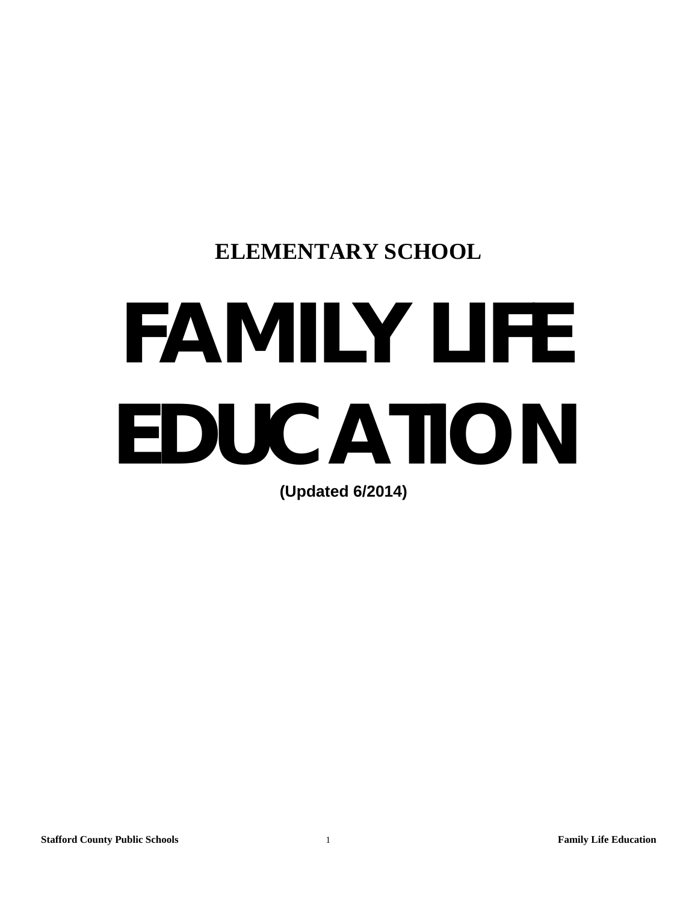## ELEMENTARY SCHOOL

# FAMILY LIFE EDUCATION

**(Updated 6/2014)**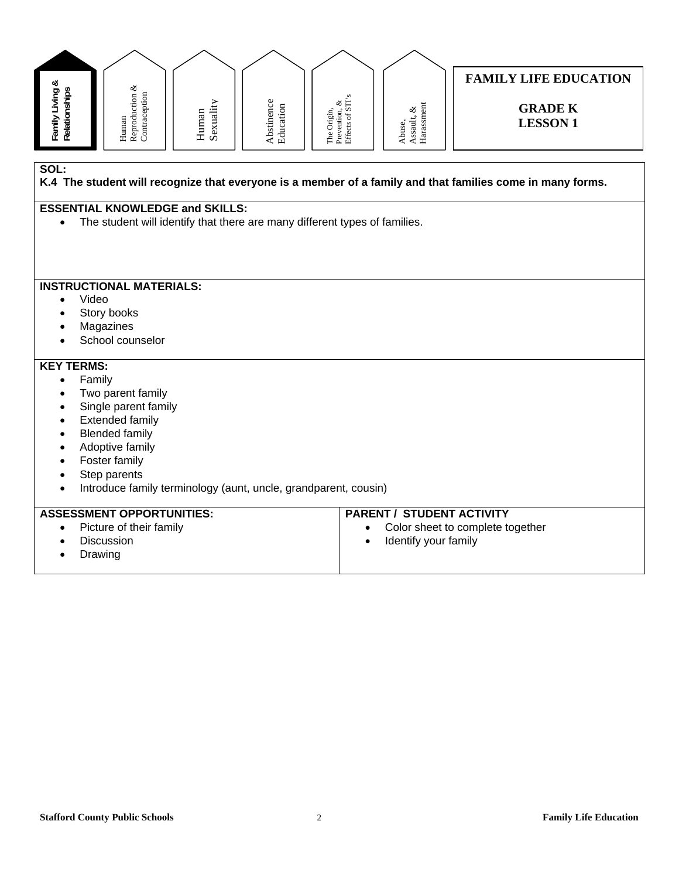Family Living & Relationships | Human Reproduction & Contraception | Human Sexuality | Abstinence Education | The Origin, Prevention, & Effects of STI's | Abuse, Assault, & Harassment

# FAMILY LIFE EDUCATION

## GRADE K
## LESSON 1

**SOL:**

**K.4 The student will recognize that everyone is a member of a family and that families come in many forms.**

**ESSENTIAL KNOWLEDGE and SKILLS:**

- The student will identify that there are many different types of families.

**INSTRUCTIONAL MATERIALS:**

- Video
- Story books
- Magazines
- School counselor

**KEY TERMS:**

- Family
- Two parent family
- Single parent family
- Extended family
- Blended family
- Adoptive family
- Foster family
- Step parents
- Introduce family terminology (aunt, uncle, grandparent, cousin)

| ASSESSMENT OPPORTUNITIES: | PARENT / STUDENT ACTIVITY |
|---|---|
| • Picture of their family<br>• Discussion<br>• Drawing | • Color sheet to complete together<br>• Identify your family |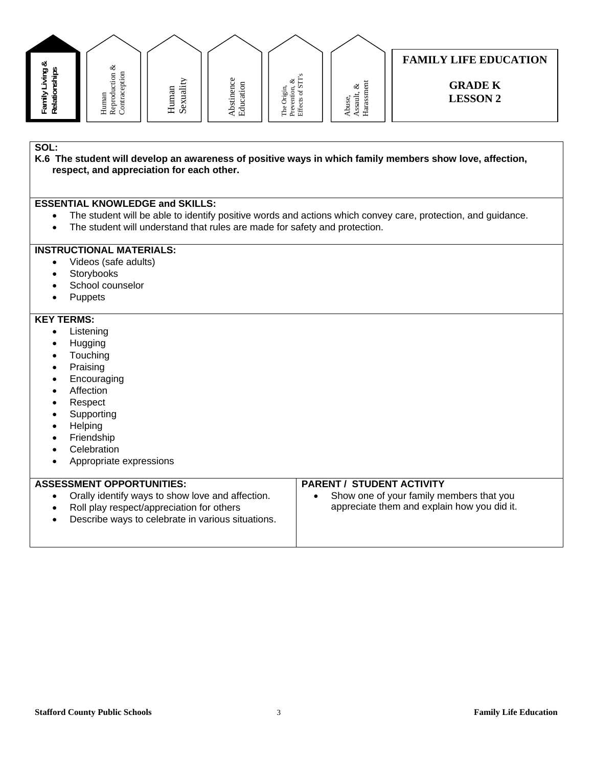Family Living & Relationships | Human Reproduction & Contraception | Human Sexuality | Abstinence Education | The Origin, Prevention, & Effects of STI's | Abuse, Assault, & Harassment

# FAMILY LIFE EDUCATION

## GRADE K
## LESSON 2

**SOL:**

**K.6 The student will develop an awareness of positive ways in which family members show love, affection, respect, and appreciation for each other.**

**ESSENTIAL KNOWLEDGE and SKILLS:**

- The student will be able to identify positive words and actions which convey care, protection, and guidance.
- The student will understand that rules are made for safety and protection.

**INSTRUCTIONAL MATERIALS:**

- Videos (safe adults)
- Storybooks
- School counselor
- Puppets

**KEY TERMS:**

- Listening
- Hugging
- Touching
- Praising
- Encouraging
- Affection
- Respect
- Supporting
- Helping
- Friendship
- Celebration
- Appropriate expressions

**ASSESSMENT OPPORTUNITIES:**

- Orally identify ways to show love and affection.
- Roll play respect/appreciation for others
- Describe ways to celebrate in various situations.

**PARENT / STUDENT ACTIVITY**

- Show one of your family members that you appreciate them and explain how you did it.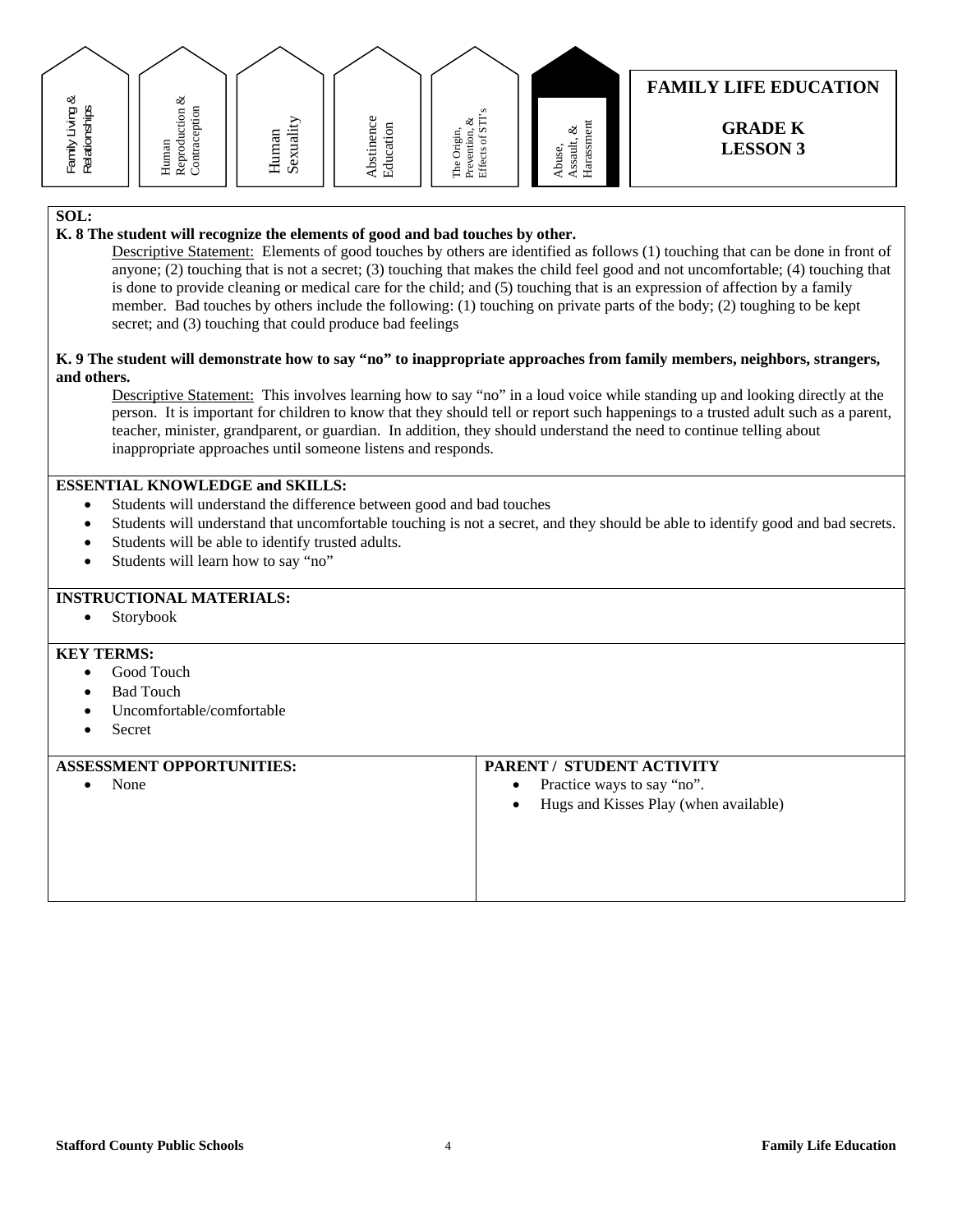Family Living & Relationships | Human Reproduction & Contraception | Human Sexuality | Abstinence Education | The Origin, Prevention, & Effects of STI's | **Abuse, Assault, & Harassment**

# FAMILY LIFE EDUCATION

## GRADE K
## LESSON 3

**SOL:**

**K. 8 The student will recognize the elements of good and bad touches by other.**

Descriptive Statement: Elements of good touches by others are identified as follows (1) touching that can be done in front of anyone; (2) touching that is not a secret; (3) touching that makes the child feel good and not uncomfortable; (4) touching that is done to provide cleaning or medical care for the child; and (5) touching that is an expression of affection by a family member. Bad touches by others include the following: (1) touching on private parts of the body; (2) toughing to be kept secret; and (3) touching that could produce bad feelings

**K. 9 The student will demonstrate how to say "no" to inappropriate approaches from family members, neighbors, strangers, and others.**

Descriptive Statement: This involves learning how to say "no" in a loud voice while standing up and looking directly at the person. It is important for children to know that they should tell or report such happenings to a trusted adult such as a parent, teacher, minister, grandparent, or guardian. In addition, they should understand the need to continue telling about inappropriate approaches until someone listens and responds.

**ESSENTIAL KNOWLEDGE and SKILLS:**

- Students will understand the difference between good and bad touches
- Students will understand that uncomfortable touching is not a secret, and they should be able to identify good and bad secrets.
- Students will be able to identify trusted adults.
- Students will learn how to say "no"

**INSTRUCTIONAL MATERIALS:**

- Storybook

**KEY TERMS:**

- Good Touch
- Bad Touch
- Uncomfortable/comfortable
- Secret

**ASSESSMENT OPPORTUNITIES:**

- None

**PARENT / STUDENT ACTIVITY**

- Practice ways to say "no".
- Hugs and Kisses Play (when available)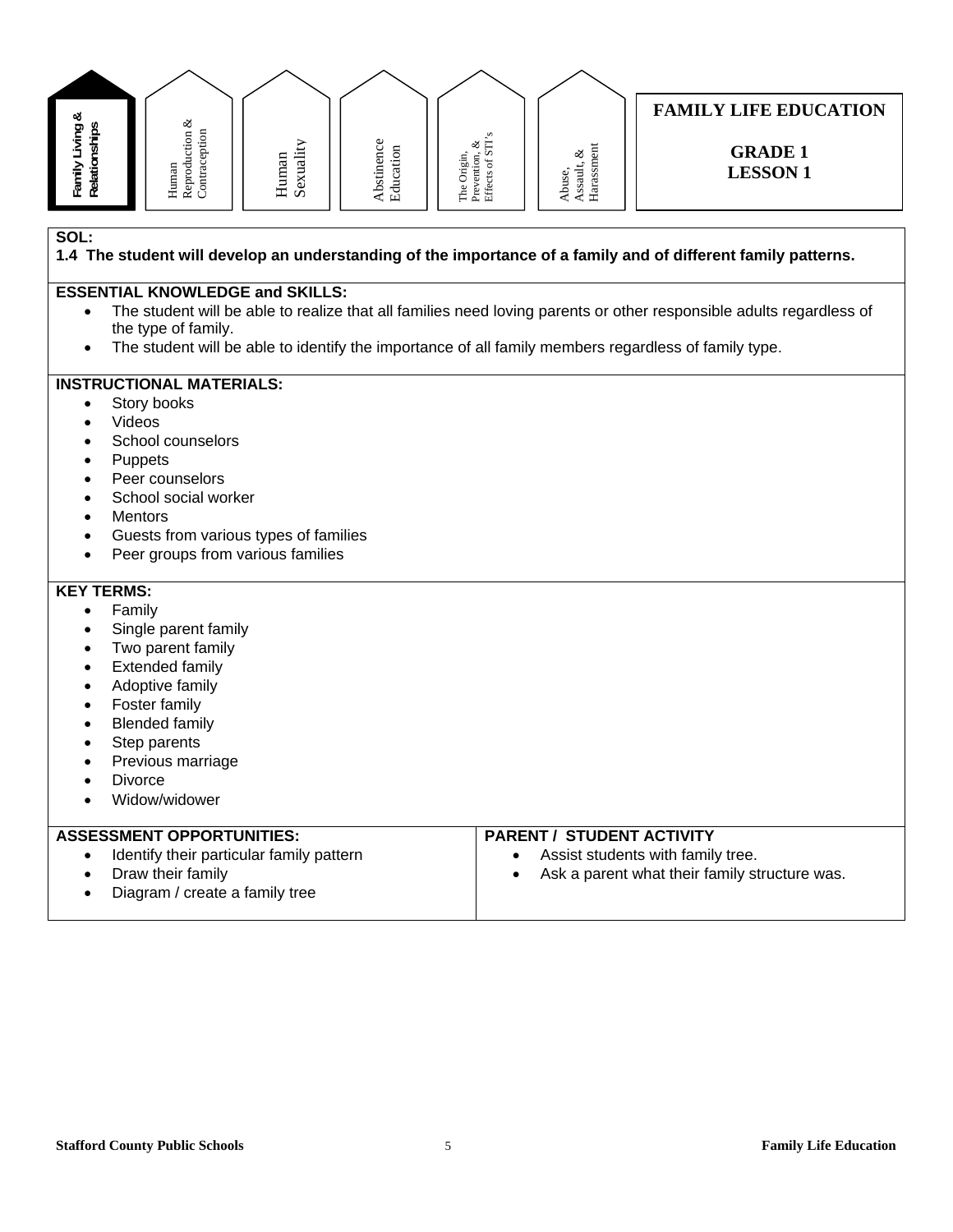Family Living & Relationships | Human Reproduction & Contraception | Human Sexuality | Abstinence Education | The Origin, Prevention, & Effects of STI's | Abuse, Assault, & Harassment

# FAMILY LIFE EDUCATION

## GRADE 1
## LESSON 1

**SOL:**
**1.4 The student will develop an understanding of the importance of a family and of different family patterns.**

**ESSENTIAL KNOWLEDGE and SKILLS:**

- The student will be able to realize that all families need loving parents or other responsible adults regardless of the type of family.
- The student will be able to identify the importance of all family members regardless of family type.

**INSTRUCTIONAL MATERIALS:**

- Story books
- Videos
- School counselors
- Puppets
- Peer counselors
- School social worker
- Mentors
- Guests from various types of families
- Peer groups from various families

**KEY TERMS:**

- Family
- Single parent family
- Two parent family
- Extended family
- Adoptive family
- Foster family
- Blended family
- Step parents
- Previous marriage
- Divorce
- Widow/widower

**ASSESSMENT OPPORTUNITIES:**

- Identify their particular family pattern
- Draw their family
- Diagram / create a family tree

**PARENT / STUDENT ACTIVITY**

- Assist students with family tree.
- Ask a parent what their family structure was.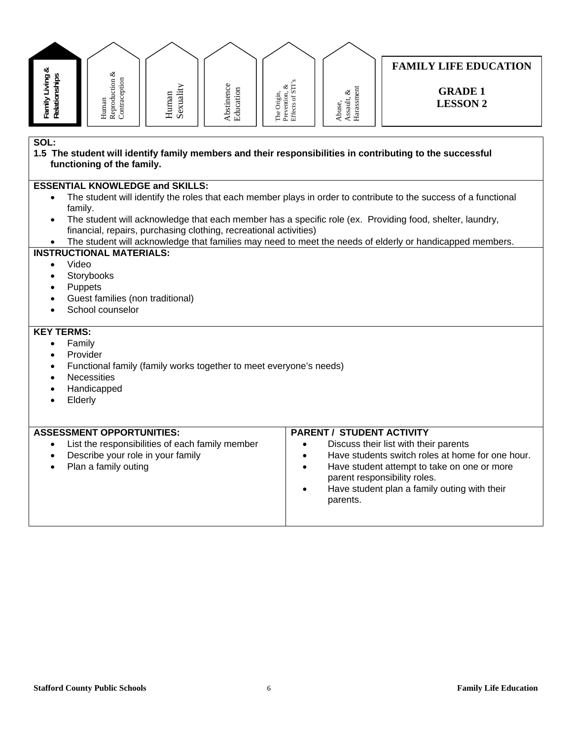Family Living & Relationships | Human Reproduction & Contraception | Human Sexuality | Abstinence Education | The Origin, Prevention, & Effects of STI's | Abuse, Assault, & Harassment

# FAMILY LIFE EDUCATION

## GRADE 1
## LESSON 2

**SOL:**

**1.5 The student will identify family members and their responsibilities in contributing to the successful functioning of the family.**

**ESSENTIAL KNOWLEDGE and SKILLS:**

- The student will identify the roles that each member plays in order to contribute to the success of a functional family.
- The student will acknowledge that each member has a specific role (ex. Providing food, shelter, laundry, financial, repairs, purchasing clothing, recreational activities)
- The student will acknowledge that families may need to meet the needs of elderly or handicapped members.

**INSTRUCTIONAL MATERIALS:**

- Video
- Storybooks
- Puppets
- Guest families (non traditional)
- School counselor

**KEY TERMS:**

- Family
- Provider
- Functional family (family works together to meet everyone's needs)
- Necessities
- Handicapped
- Elderly

**ASSESSMENT OPPORTUNITIES:**

- List the responsibilities of each family member
- Describe your role in your family
- Plan a family outing

**PARENT / STUDENT ACTIVITY**

- Discuss their list with their parents
- Have students switch roles at home for one hour.
- Have student attempt to take on one or more parent responsibility roles.
- Have student plan a family outing with their parents.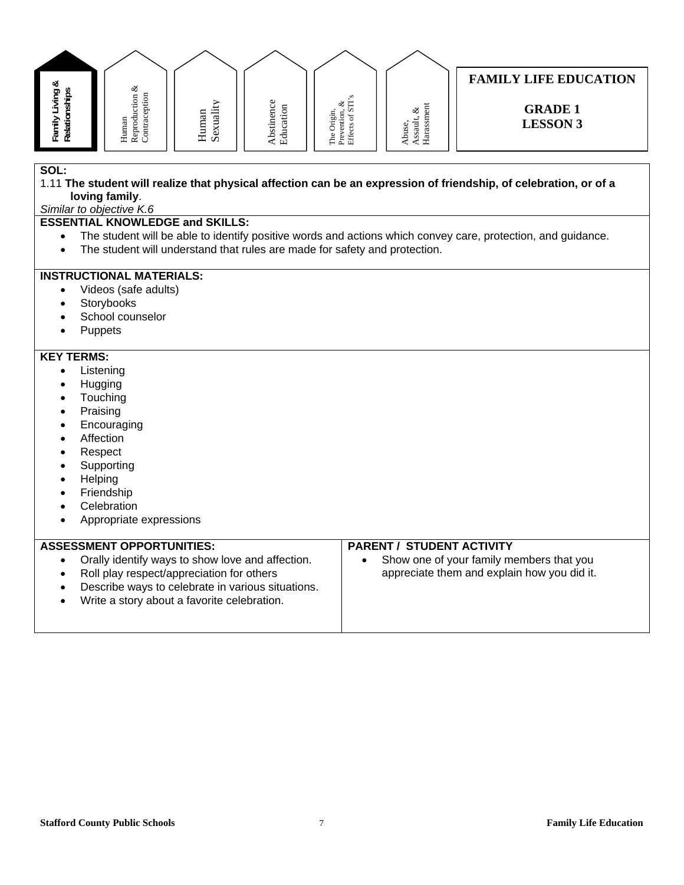Family Living & Relationships | Human Reproduction & Contraception | Human Sexuality | Abstinence Education | The Origin, Prevention, & Effects of STI's | Abuse, Assault, & Harassment

# FAMILY LIFE EDUCATION

## GRADE 1
## LESSON 3

**SOL:**

1.11 **The student will realize that physical affection can be an expression of friendship, of celebration, or of a loving family**.

*Similar to objective K.6*

**ESSENTIAL KNOWLEDGE and SKILLS:**

- The student will be able to identify positive words and actions which convey care, protection, and guidance.
- The student will understand that rules are made for safety and protection.

**INSTRUCTIONAL MATERIALS:**

- Videos (safe adults)
- Storybooks
- School counselor
- Puppets

**KEY TERMS:**

- Listening
- Hugging
- Touching
- Praising
- Encouraging
- Affection
- Respect
- Supporting
- Helping
- Friendship
- Celebration
- Appropriate expressions

**ASSESSMENT OPPORTUNITIES:**

- Orally identify ways to show love and affection.
- Roll play respect/appreciation for others
- Describe ways to celebrate in various situations.
- Write a story about a favorite celebration.

**PARENT / STUDENT ACTIVITY**

- Show one of your family members that you appreciate them and explain how you did it.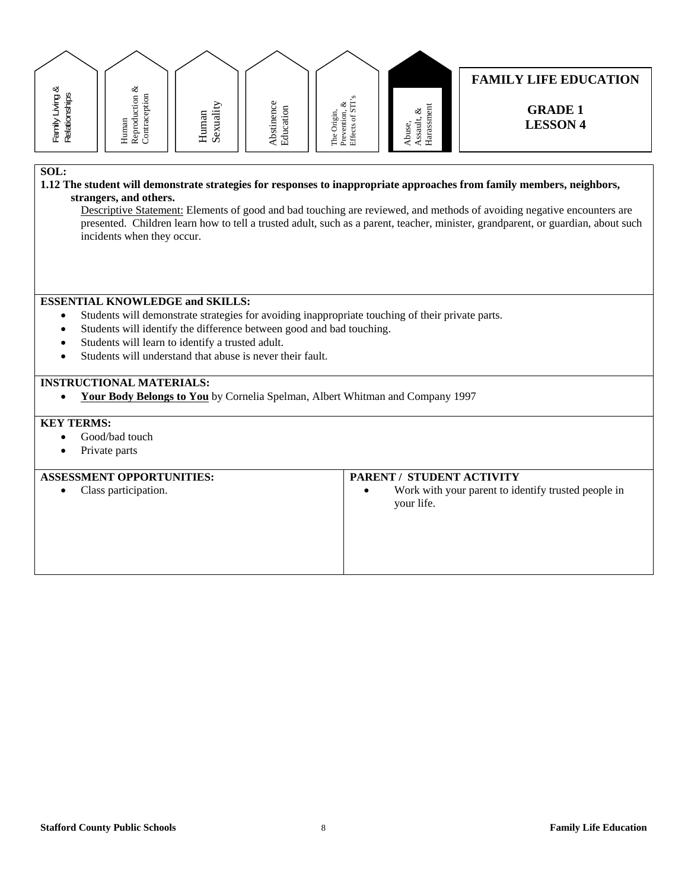Family Living & Relationships | Human Reproduction & Contraception | Human Sexuality | Abstinence Education | The Origin, Prevention, & Effects of STI's | **Abuse, Assault, & Harassment**

# FAMILY LIFE EDUCATION

## GRADE 1
## LESSON 4

**SOL:**

**1.12 The student will demonstrate strategies for responses to inappropriate approaches from family members, neighbors, strangers, and others.**

Descriptive Statement: Elements of good and bad touching are reviewed, and methods of avoiding negative encounters are presented. Children learn how to tell a trusted adult, such as a parent, teacher, minister, grandparent, or guardian, about such incidents when they occur.

**ESSENTIAL KNOWLEDGE and SKILLS:**

- Students will demonstrate strategies for avoiding inappropriate touching of their private parts.
- Students will identify the difference between good and bad touching.
- Students will learn to identify a trusted adult.
- Students will understand that abuse is never their fault.

**INSTRUCTIONAL MATERIALS:**

- **Your Body Belongs to You** by Cornelia Spelman, Albert Whitman and Company 1997

**KEY TERMS:**

- Good/bad touch
- Private parts

**ASSESSMENT OPPORTUNITIES:**

- Class participation.

**PARENT / STUDENT ACTIVITY**

- Work with your parent to identify trusted people in your life.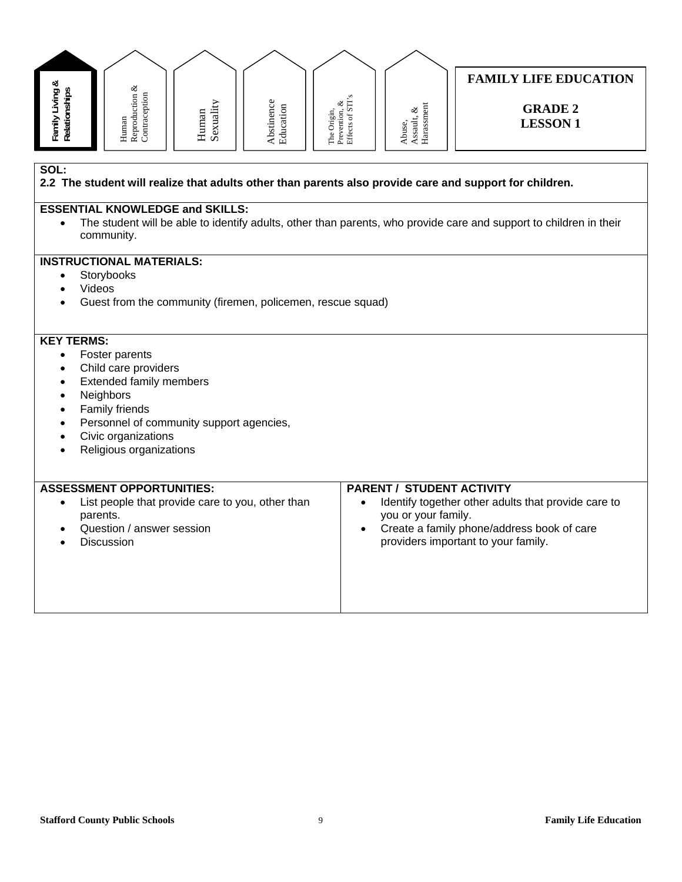Family Living & Relationships | Human Reproduction & Contraception | Human Sexuality | Abstinence Education | The Origin, Prevention, & Effects of STI's | Abuse, Assault, & Harassment

# FAMILY LIFE EDUCATION

## GRADE 2
## LESSON 1

**SOL:**

**2.2 The student will realize that adults other than parents also provide care and support for children.**

**ESSENTIAL KNOWLEDGE and SKILLS:**

- The student will be able to identify adults, other than parents, who provide care and support to children in their community.

**INSTRUCTIONAL MATERIALS:**

- Storybooks
- Videos
- Guest from the community (firemen, policemen, rescue squad)

**KEY TERMS:**

- Foster parents
- Child care providers
- Extended family members
- Neighbors
- Family friends
- Personnel of community support agencies,
- Civic organizations
- Religious organizations

**ASSESSMENT OPPORTUNITIES:**

- List people that provide care to you, other than parents.
- Question / answer session
- Discussion

**PARENT / STUDENT ACTIVITY**

- Identify together other adults that provide care to you or your family.
- Create a family phone/address book of care providers important to your family.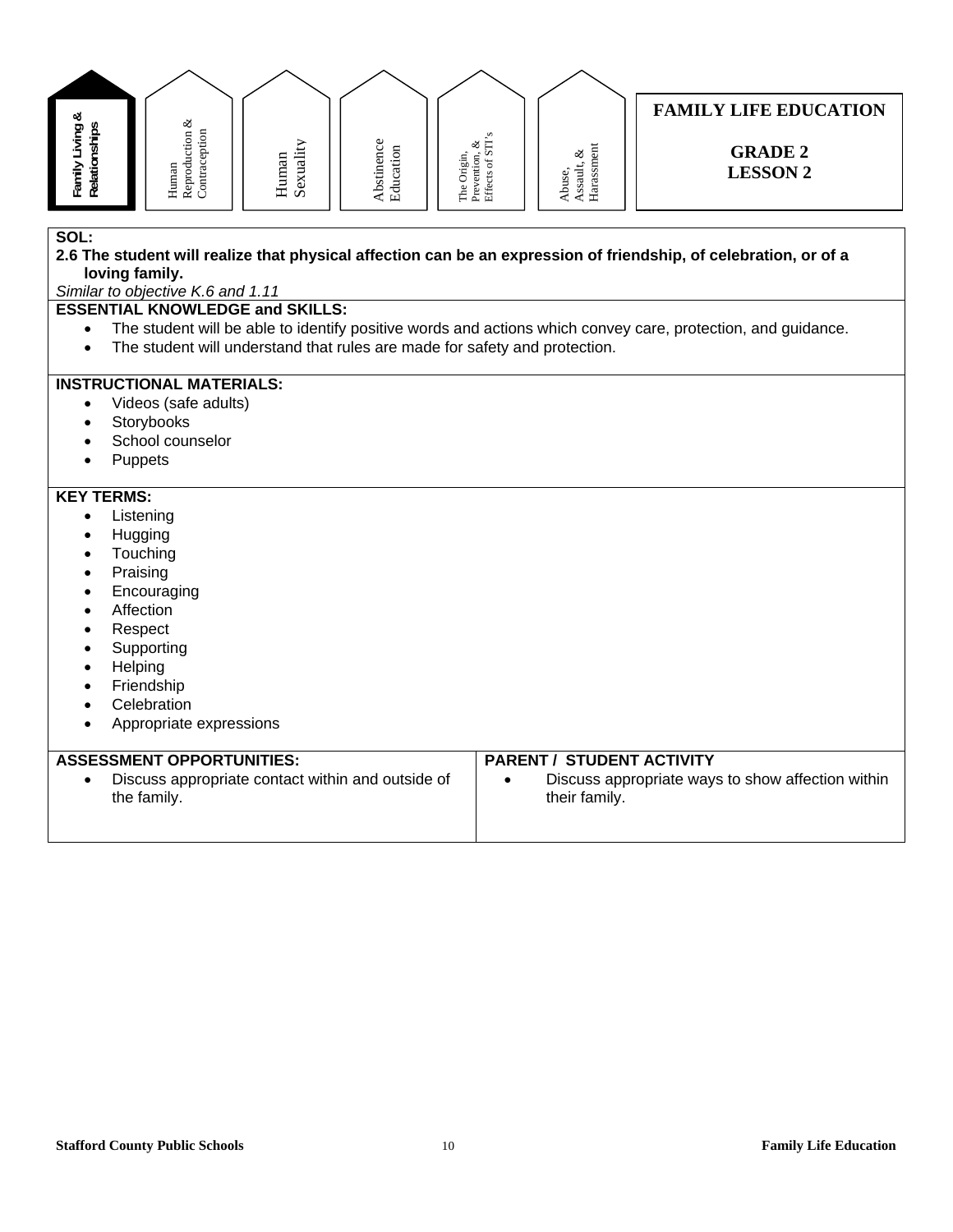Family Living & Relationships | Human Reproduction & Contraception | Human Sexuality | Abstinence Education | The Origin, Prevention, & Effects of STI's | Abuse, Assault, & Harassment

# FAMILY LIFE EDUCATION

## GRADE 2
## LESSON 2

**SOL:**

**2.6 The student will realize that physical affection can be an expression of friendship, of celebration, or of a loving family.**

*Similar to objective K.6 and 1.11*

**ESSENTIAL KNOWLEDGE and SKILLS:**

- The student will be able to identify positive words and actions which convey care, protection, and guidance.
- The student will understand that rules are made for safety and protection.

**INSTRUCTIONAL MATERIALS:**

- Videos (safe adults)
- Storybooks
- School counselor
- Puppets

**KEY TERMS:**

- Listening
- Hugging
- Touching
- Praising
- Encouraging
- Affection
- Respect
- Supporting
- Helping
- Friendship
- Celebration
- Appropriate expressions

| ASSESSMENT OPPORTUNITIES: | PARENT / STUDENT ACTIVITY |
|---|---|
| • Discuss appropriate contact within and outside of the family. | • Discuss appropriate ways to show affection within their family. |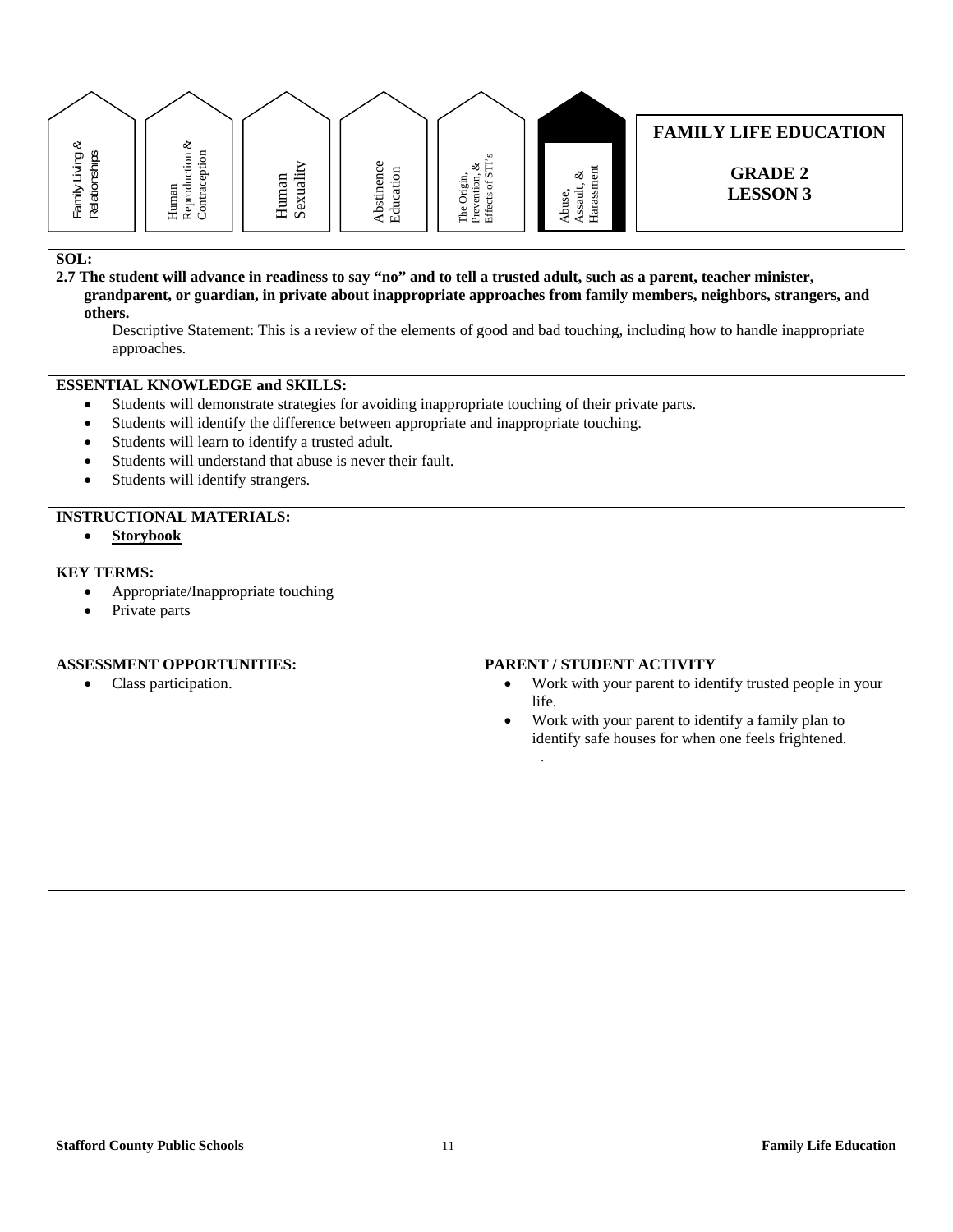Family Living & Relationships | Human Reproduction & Contraception | Human Sexuality | Abstinence Education | The Origin, Prevention, & Effects of STI's | **Abuse, Assault, & Harassment**

# FAMILY LIFE EDUCATION

## GRADE 2
## LESSON 3

**SOL:**

**2.7 The student will advance in readiness to say "no" and to tell a trusted adult, such as a parent, teacher minister, grandparent, or guardian, in private about inappropriate approaches from family members, neighbors, strangers, and others.**

Descriptive Statement: This is a review of the elements of good and bad touching, including how to handle inappropriate approaches.

**ESSENTIAL KNOWLEDGE and SKILLS:**

- Students will demonstrate strategies for avoiding inappropriate touching of their private parts.
- Students will identify the difference between appropriate and inappropriate touching.
- Students will learn to identify a trusted adult.
- Students will understand that abuse is never their fault.
- Students will identify strangers.

**INSTRUCTIONAL MATERIALS:**

- **Storybook**

**KEY TERMS:**

- Appropriate/Inappropriate touching
- Private parts

**ASSESSMENT OPPORTUNITIES:**

- Class participation.

**PARENT / STUDENT ACTIVITY**

- Work with your parent to identify trusted people in your life.
- Work with your parent to identify a family plan to identify safe houses for when one feels frightened.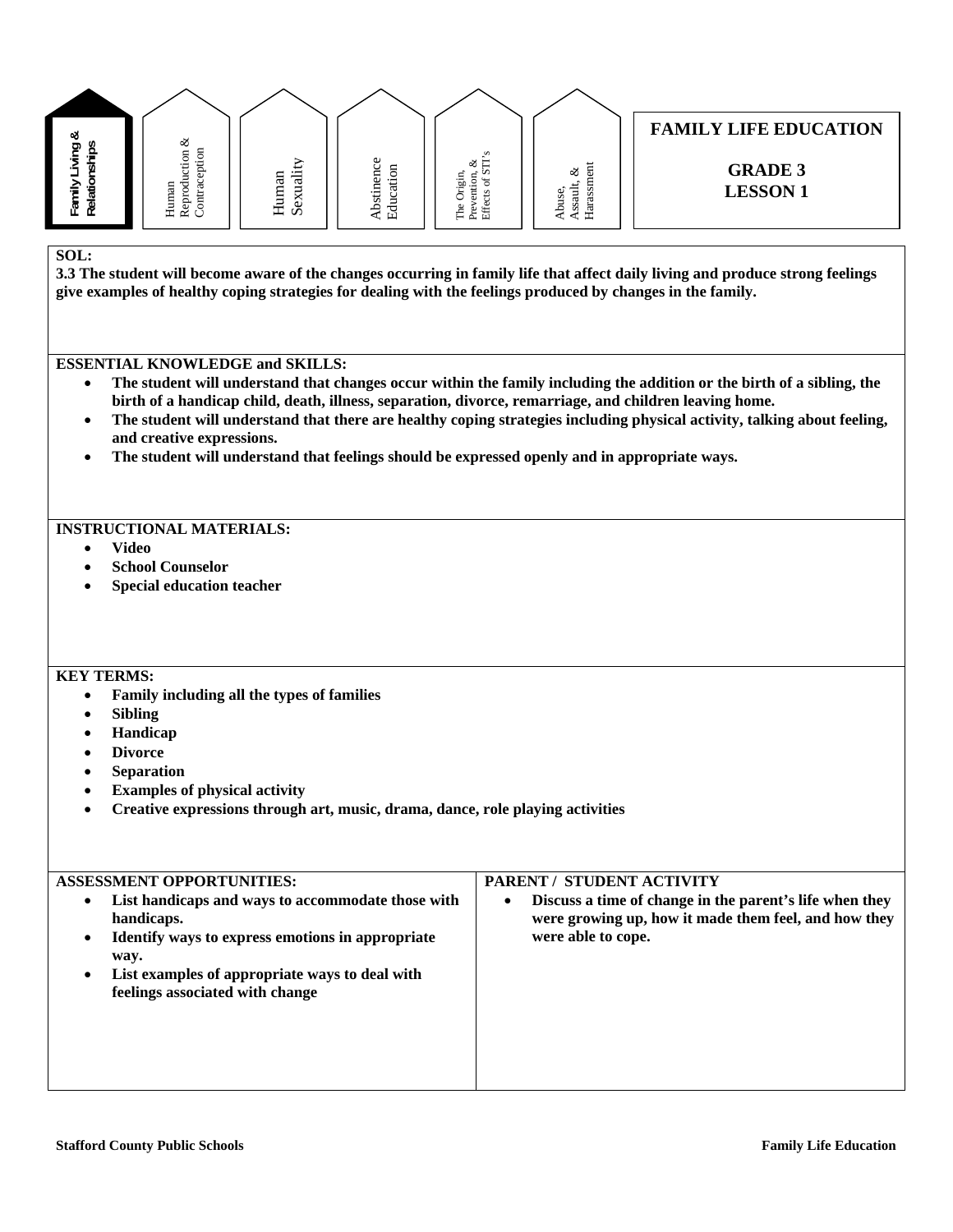Family Living & Relationships | Human Reproduction & Contraception | Human Sexuality | Abstinence Education | The Origin, Prevention, & Effects of STI's | Abuse, Assault, & Harassment

# FAMILY LIFE EDUCATION

## GRADE 3
## LESSON 1

**SOL:**

**3.3 The student will become aware of the changes occurring in family life that affect daily living and produce strong feelings give examples of healthy coping strategies for dealing with the feelings produced by changes in the family.**

**ESSENTIAL KNOWLEDGE and SKILLS:**

- **The student will understand that changes occur within the family including the addition or the birth of a sibling, the birth of a handicap child, death, illness, separation, divorce, remarriage, and children leaving home.**
- **The student will understand that there are healthy coping strategies including physical activity, talking about feeling, and creative expressions.**
- **The student will understand that feelings should be expressed openly and in appropriate ways.**

**INSTRUCTIONAL MATERIALS:**

- **Video**
- **School Counselor**
- **Special education teacher**

**KEY TERMS:**

- **Family including all the types of families**
- **Sibling**
- **Handicap**
- **Divorce**
- **Separation**
- **Examples of physical activity**
- **Creative expressions through art, music, drama, dance, role playing activities**

**ASSESSMENT OPPORTUNITIES:**

- **List handicaps and ways to accommodate those with handicaps.**
- **Identify ways to express emotions in appropriate way.**
- **List examples of appropriate ways to deal with feelings associated with change**

**PARENT / STUDENT ACTIVITY**

- **Discuss a time of change in the parent's life when they were growing up, how it made them feel, and how they were able to cope.**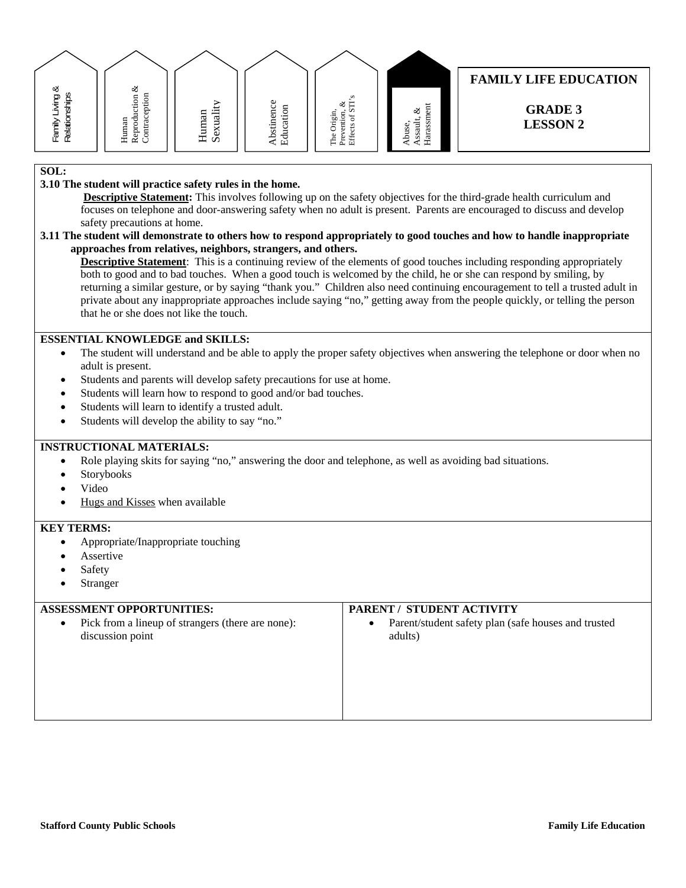Family Living & Relationships | Human Reproduction & Contraception | Human Sexuality | Abstinence Education | The Origin, Prevention, & Effects of STI's | **Abuse, Assault, & Harassment**

# FAMILY LIFE EDUCATION

## GRADE 3
## LESSON 2

**SOL:**

**3.10 The student will practice safety rules in the home.**

**Descriptive Statement:** This involves following up on the safety objectives for the third-grade health curriculum and focuses on telephone and door-answering safety when no adult is present. Parents are encouraged to discuss and develop safety precautions at home.

**3.11 The student will demonstrate to others how to respond appropriately to good touches and how to handle inappropriate approaches from relatives, neighbors, strangers, and others.**

**Descriptive Statement**: This is a continuing review of the elements of good touches including responding appropriately both to good and to bad touches. When a good touch is welcomed by the child, he or she can respond by smiling, by returning a similar gesture, or by saying "thank you." Children also need continuing encouragement to tell a trusted adult in private about any inappropriate approaches include saying "no," getting away from the people quickly, or telling the person that he or she does not like the touch.

**ESSENTIAL KNOWLEDGE and SKILLS:**

- The student will understand and be able to apply the proper safety objectives when answering the telephone or door when no adult is present.
- Students and parents will develop safety precautions for use at home.
- Students will learn how to respond to good and/or bad touches.
- Students will learn to identify a trusted adult.
- Students will develop the ability to say "no."

**INSTRUCTIONAL MATERIALS:**

- Role playing skits for saying "no," answering the door and telephone, as well as avoiding bad situations.
- Storybooks
- Video
- Hugs and Kisses when available

**KEY TERMS:**

- Appropriate/Inappropriate touching
- Assertive
- Safety
- Stranger

| ASSESSMENT OPPORTUNITIES: | PARENT / STUDENT ACTIVITY |
|---|---|
| • Pick from a lineup of strangers (there are none): discussion point | • Parent/student safety plan (safe houses and trusted adults) |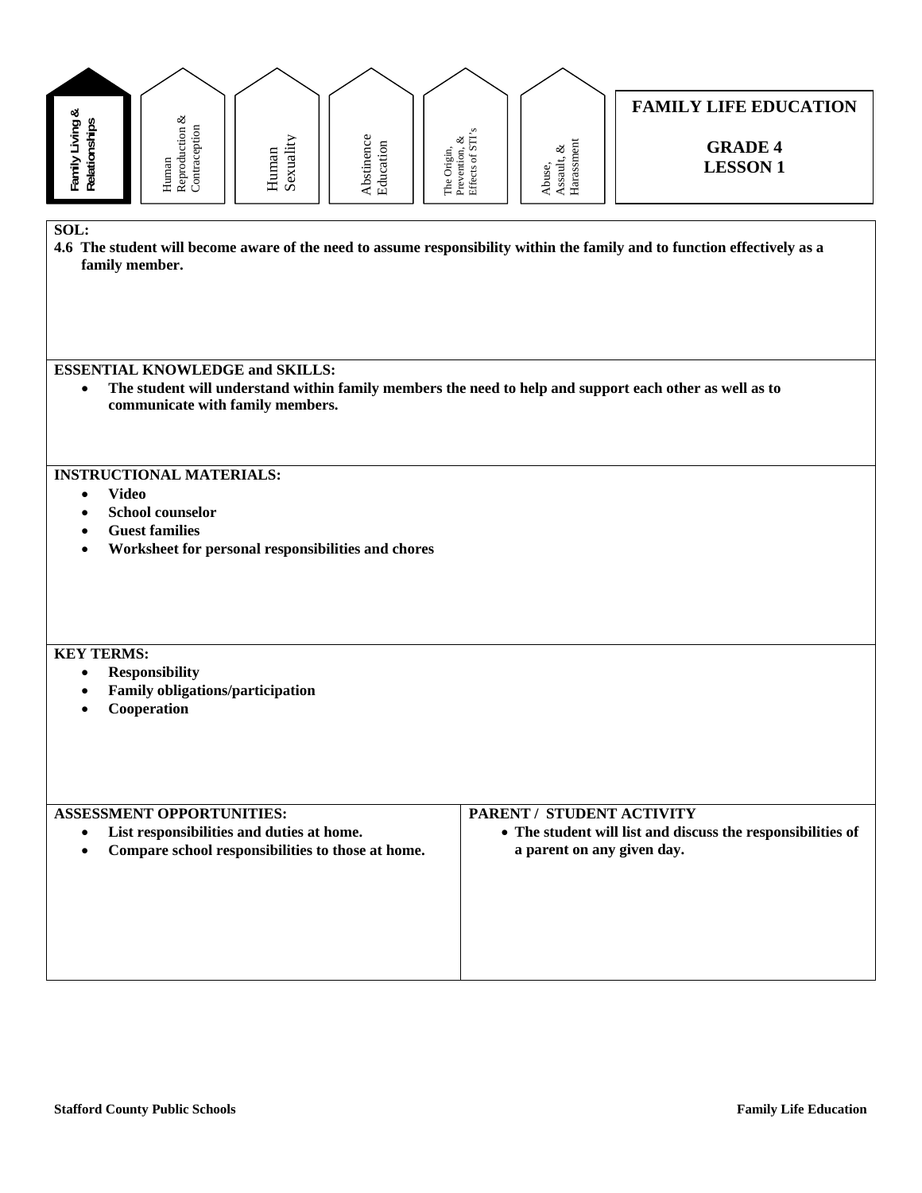Family Living & Relationships | Human Reproduction & Contraception | Human Sexuality | Abstinence Education | The Origin, Prevention, & Effects of STI's | Abuse, Assault, & Harassment

# FAMILY LIFE EDUCATION

## GRADE 4
## LESSON 1

**SOL:**

**4.6 The student will become aware of the need to assume responsibility within the family and to function effectively as a family member.**

**ESSENTIAL KNOWLEDGE and SKILLS:**

- **The student will understand within family members the need to help and support each other as well as to communicate with family members.**

**INSTRUCTIONAL MATERIALS:**

- **Video**
- **School counselor**
- **Guest families**
- **Worksheet for personal responsibilities and chores**

**KEY TERMS:**

- **Responsibility**
- **Family obligations/participation**
- **Cooperation**

**ASSESSMENT OPPORTUNITIES:**

- **List responsibilities and duties at home.**
- **Compare school responsibilities to those at home.**

**PARENT / STUDENT ACTIVITY**

- **The student will list and discuss the responsibilities of a parent on any given day.**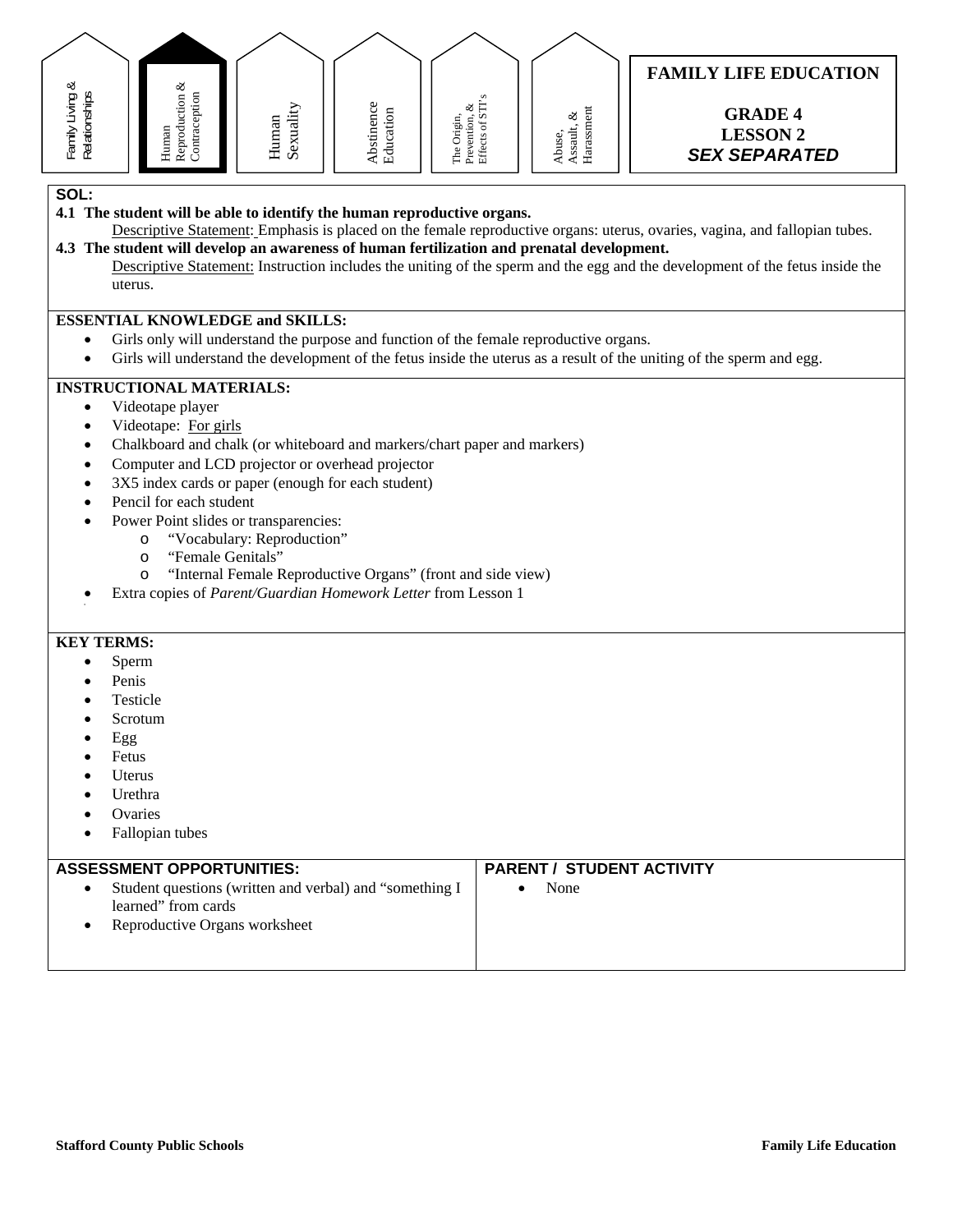Family Living & Relationships | **Human Reproduction & Contraception** | Human Sexuality | Abstinence Education | The Origin, Prevention, & Effects of STI's | Abuse, Assault, & Harassment

# FAMILY LIFE EDUCATION

## GRADE 4
## LESSON 2
## *SEX SEPARATED*

**SOL:**

**4.1 The student will be able to identify the human reproductive organs.**

Descriptive Statement: Emphasis is placed on the female reproductive organs: uterus, ovaries, vagina, and fallopian tubes.

**4.3 The student will develop an awareness of human fertilization and prenatal development.**

Descriptive Statement: Instruction includes the uniting of the sperm and the egg and the development of the fetus inside the uterus.

**ESSENTIAL KNOWLEDGE and SKILLS:**

- Girls only will understand the purpose and function of the female reproductive organs.
- Girls will understand the development of the fetus inside the uterus as a result of the uniting of the sperm and egg.

**INSTRUCTIONAL MATERIALS:**

- Videotape player
- Videotape: For girls
- Chalkboard and chalk (or whiteboard and markers/chart paper and markers)
- Computer and LCD projector or overhead projector
- 3X5 index cards or paper (enough for each student)
- Pencil for each student
- Power Point slides or transparencies:
  - "Vocabulary: Reproduction"
  - "Female Genitals"
  - "Internal Female Reproductive Organs" (front and side view)
- Extra copies of *Parent/Guardian Homework Letter* from Lesson 1

**KEY TERMS:**

- Sperm
- Penis
- Testicle
- Scrotum
- Egg
- Fetus
- Uterus
- Urethra
- Ovaries
- Fallopian tubes

| ASSESSMENT OPPORTUNITIES: | PARENT / STUDENT ACTIVITY |
| --- | --- |
| • Student questions (written and verbal) and "something I learned" from cards<br>• Reproductive Organs worksheet | • None |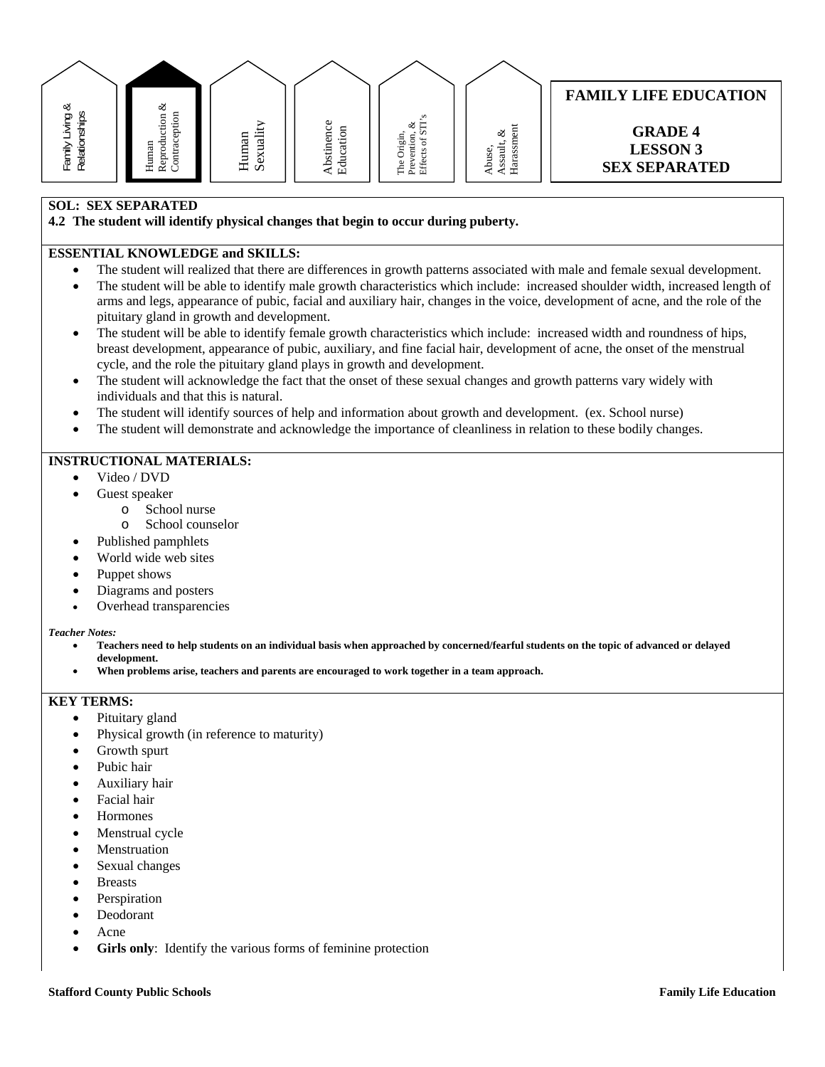Family Living & Relationships | **Human Reproduction & Contraception** | Human Sexuality | Abstinence Education | The Origin, Prevention, & Effects of STI's | Abuse, Assault, & Harassment

**FAMILY LIFE EDUCATION**

**GRADE 4**
**LESSON 3**
**SEX SEPARATED**

**SOL: SEX SEPARATED**
**4.2 The student will identify physical changes that begin to occur during puberty.**

**ESSENTIAL KNOWLEDGE and SKILLS:**

- The student will realized that there are differences in growth patterns associated with male and female sexual development.
- The student will be able to identify male growth characteristics which include: increased shoulder width, increased length of arms and legs, appearance of pubic, facial and auxiliary hair, changes in the voice, development of acne, and the role of the pituitary gland in growth and development.
- The student will be able to identify female growth characteristics which include: increased width and roundness of hips, breast development, appearance of pubic, auxiliary, and fine facial hair, development of acne, the onset of the menstrual cycle, and the role the pituitary gland plays in growth and development.
- The student will acknowledge the fact that the onset of these sexual changes and growth patterns vary widely with individuals and that this is natural.
- The student will identify sources of help and information about growth and development. (ex. School nurse)
- The student will demonstrate and acknowledge the importance of cleanliness in relation to these bodily changes.

**INSTRUCTIONAL MATERIALS:**

- Video / DVD
- Guest speaker
  - School nurse
  - School counselor
- Published pamphlets
- World wide web sites
- Puppet shows
- Diagrams and posters
- Overhead transparencies

***Teacher Notes:***

- **Teachers need to help students on an individual basis when approached by concerned/fearful students on the topic of advanced or delayed development.**
- **When problems arise, teachers and parents are encouraged to work together in a team approach.**

**KEY TERMS:**

- Pituitary gland
- Physical growth (in reference to maturity)
- Growth spurt
- Pubic hair
- Auxiliary hair
- Facial hair
- Hormones
- Menstrual cycle
- Menstruation
- Sexual changes
- Breasts
- Perspiration
- Deodorant
- Acne
- **Girls only**: Identify the various forms of feminine protection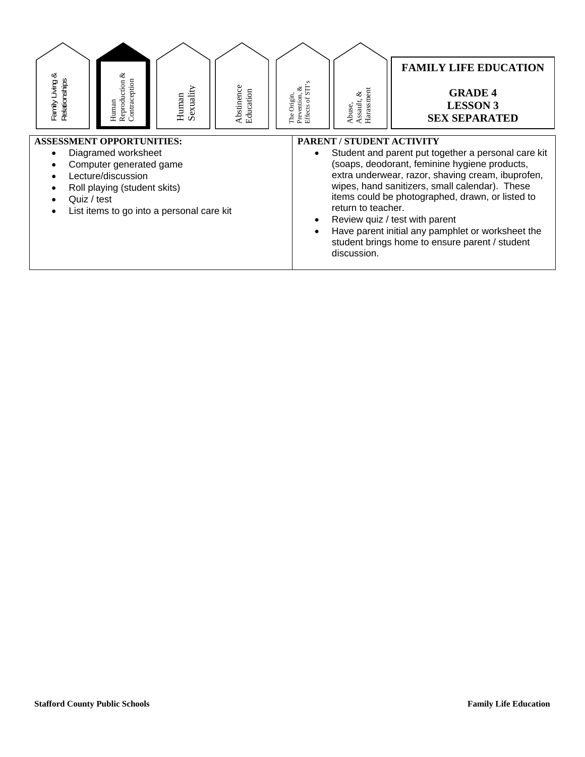Family Living & Relationships | **Human Reproduction & Contraception** | Human Sexuality | Abstinence Education | The Origin, Prevention, & Effects of STI's | Abuse, Assault, & Harassment

# FAMILY LIFE EDUCATION

## GRADE 4
## LESSON 3
## SEX SEPARATED

| ASSESSMENT OPPORTUNITIES: | PARENT / STUDENT ACTIVITY |
|---|---|
| • Diagramed worksheet<br>• Computer generated game<br>• Lecture/discussion<br>• Roll playing (student skits)<br>• Quiz / test<br>• List items to go into a personal care kit | • Student and parent put together a personal care kit (soaps, deodorant, feminine hygiene products, extra underwear, razor, shaving cream, ibuprofen, wipes, hand sanitizers, small calendar). These items could be photographed, drawn, or listed to return to teacher.<br>• Review quiz / test with parent<br>• Have parent initial any pamphlet or worksheet the student brings home to ensure parent / student discussion. |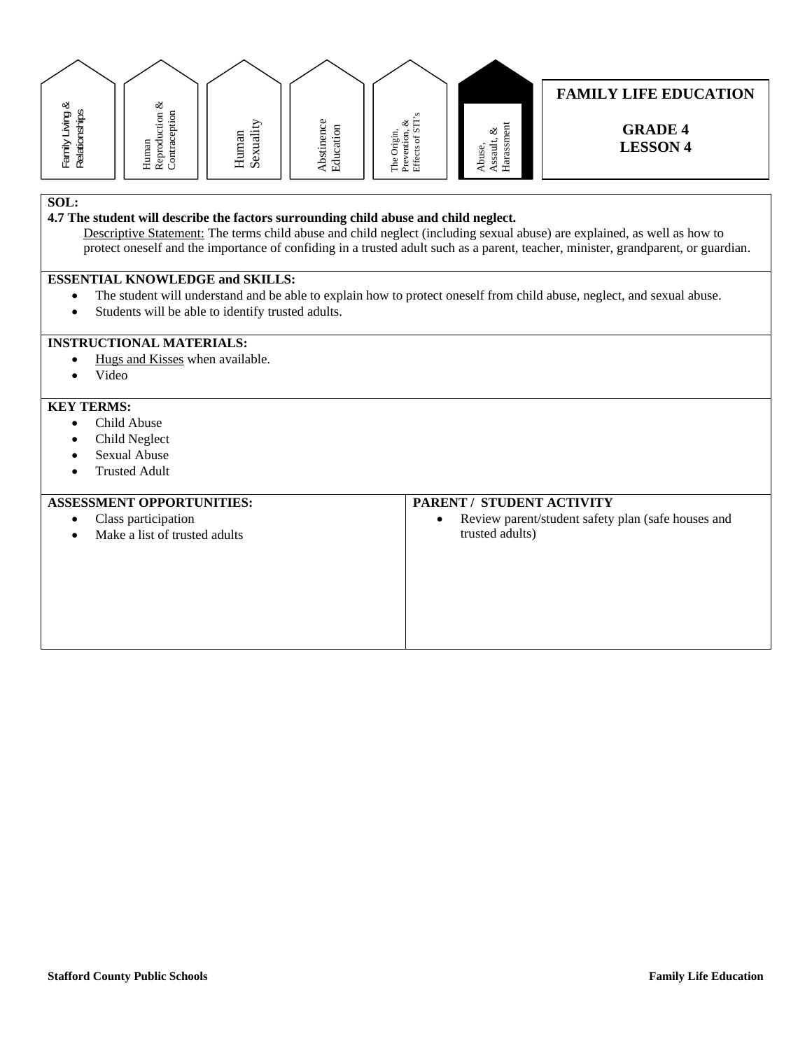Family Living & Relationships | Human Reproduction & Contraception | Human Sexuality | Abstinence Education | The Origin, Prevention, & Effects of STI's | **Abuse, Assault, & Harassment**

# FAMILY LIFE EDUCATION

## GRADE 4
## LESSON 4

**SOL:**

**4.7 The student will describe the factors surrounding child abuse and child neglect.**

Descriptive Statement: The terms child abuse and child neglect (including sexual abuse) are explained, as well as how to protect oneself and the importance of confiding in a trusted adult such as a parent, teacher, minister, grandparent, or guardian.

**ESSENTIAL KNOWLEDGE and SKILLS:**

- The student will understand and be able to explain how to protect oneself from child abuse, neglect, and sexual abuse.
- Students will be able to identify trusted adults.

**INSTRUCTIONAL MATERIALS:**

- Hugs and Kisses when available.
- Video

**KEY TERMS:**

- Child Abuse
- Child Neglect
- Sexual Abuse
- Trusted Adult

| ASSESSMENT OPPORTUNITIES: | PARENT / STUDENT ACTIVITY |
| --- | --- |
| • Class participation<br>• Make a list of trusted adults | • Review parent/student safety plan (safe houses and trusted adults) |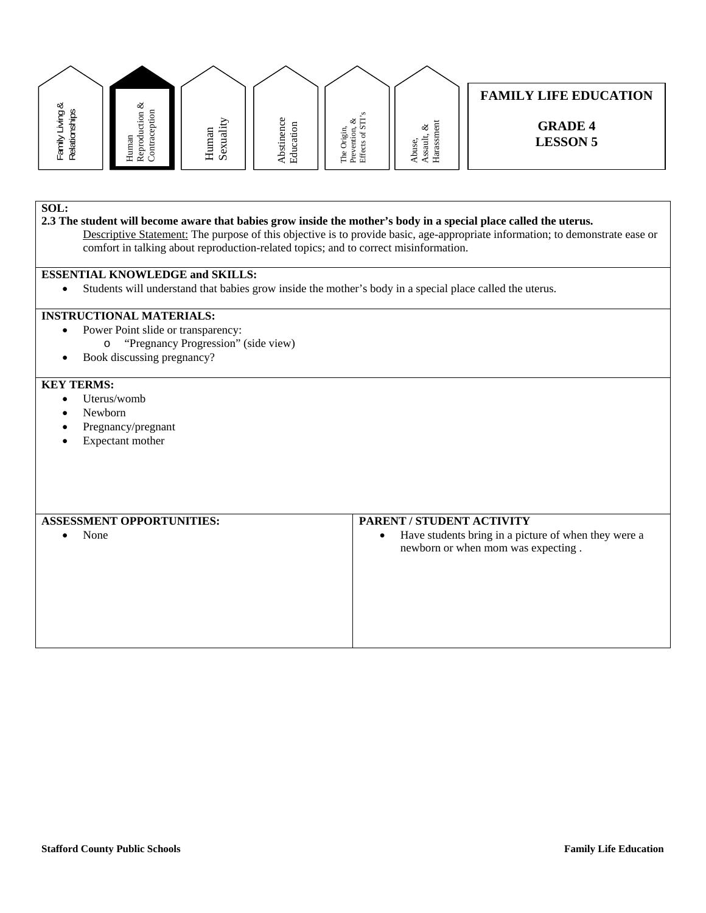Family Living & Relationships | **Human Reproduction & Contraception** | Human Sexuality | Abstinence Education | The Origin, Prevention, & Effects of STI's | Abuse, Assault, & Harassment

**FAMILY LIFE EDUCATION**

**GRADE 4**
**LESSON 5**

**SOL:**
**2.3 The student will become aware that babies grow inside the mother's body in a special place called the uterus.**

Descriptive Statement: The purpose of this objective is to provide basic, age-appropriate information; to demonstrate ease or comfort in talking about reproduction-related topics; and to correct misinformation.

**ESSENTIAL KNOWLEDGE and SKILLS:**

- Students will understand that babies grow inside the mother's body in a special place called the uterus.

**INSTRUCTIONAL MATERIALS:**

- Power Point slide or transparency:
  - "Pregnancy Progression" (side view)
- Book discussing pregnancy?

**KEY TERMS:**

- Uterus/womb
- Newborn
- Pregnancy/pregnant
- Expectant mother

| ASSESSMENT OPPORTUNITIES: | PARENT / STUDENT ACTIVITY |
|---|---|
| • None | • Have students bring in a picture of when they were a newborn or when mom was expecting . |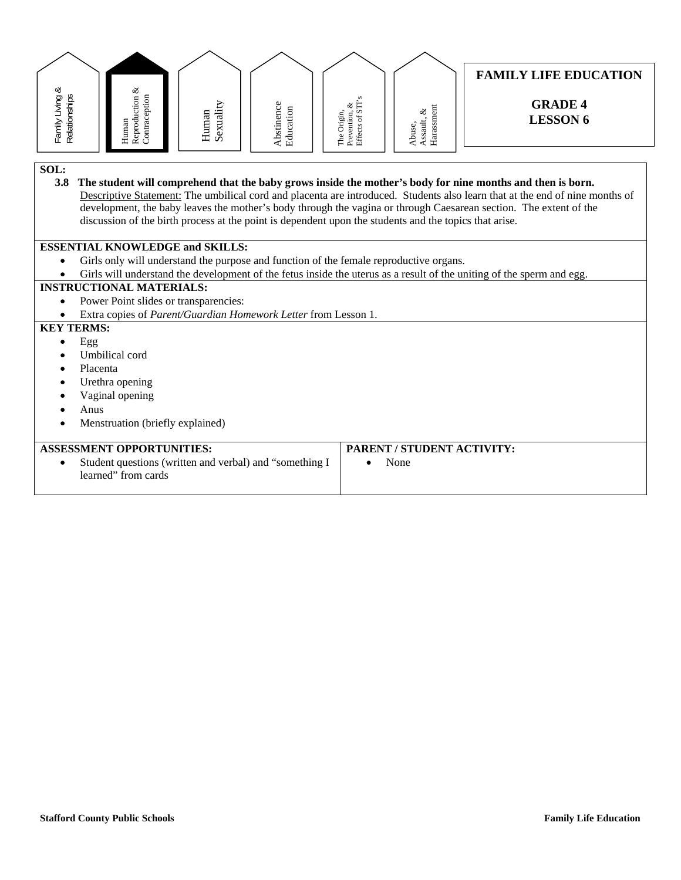Family Living & Relationships | **Human Reproduction & Contraception** | Human Sexuality | Abstinence Education | The Origin, Prevention, & Effects of STI's | Abuse, Assault, & Harassment

**FAMILY LIFE EDUCATION**

**GRADE 4**
**LESSON 6**

**SOL:**

**3.8 The student will comprehend that the baby grows inside the mother's body for nine months and then is born.**

Descriptive Statement: The umbilical cord and placenta are introduced. Students also learn that at the end of nine months of development, the baby leaves the mother's body through the vagina or through Caesarean section. The extent of the discussion of the birth process at the point is dependent upon the students and the topics that arise.

**ESSENTIAL KNOWLEDGE and SKILLS:**

- Girls only will understand the purpose and function of the female reproductive organs.
- Girls will understand the development of the fetus inside the uterus as a result of the uniting of the sperm and egg.

**INSTRUCTIONAL MATERIALS:**

- Power Point slides or transparencies:
- Extra copies of *Parent/Guardian Homework Letter* from Lesson 1.

**KEY TERMS:**

- Egg
- Umbilical cord
- Placenta
- Urethra opening
- Vaginal opening
- Anus
- Menstruation (briefly explained)

| ASSESSMENT OPPORTUNITIES: | PARENT / STUDENT ACTIVITY: |
|---|---|
| • Student questions (written and verbal) and "something I learned" from cards | • None |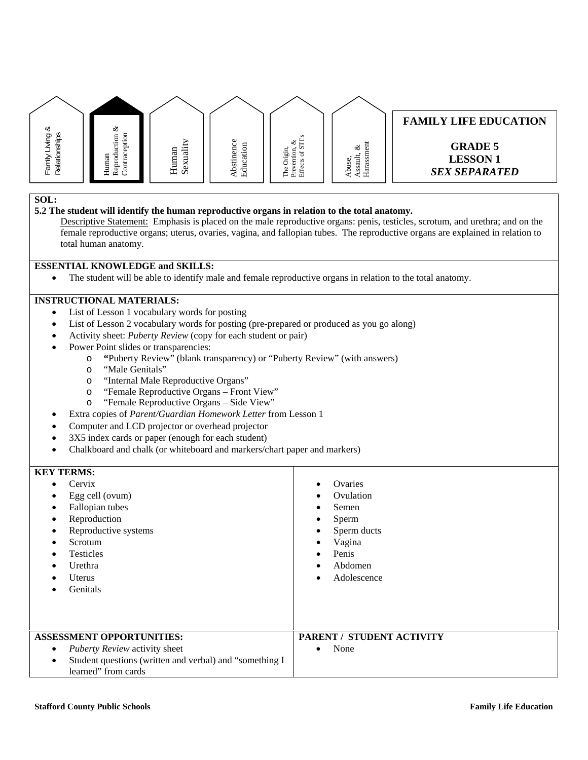Family Living & Relationships | **Human Reproduction & Contraception** | Human Sexuality | Abstinence Education | The Origin, Prevention, & Effects of STI's | Abuse, Assault, & Harassment

**FAMILY LIFE EDUCATION**

**GRADE 5**
**LESSON 1**
***SEX SEPARATED***

**SOL:**

**5.2 The student will identify the human reproductive organs in relation to the total anatomy.**

Descriptive Statement: Emphasis is placed on the male reproductive organs: penis, testicles, scrotum, and urethra; and on the female reproductive organs; uterus, ovaries, vagina, and fallopian tubes. The reproductive organs are explained in relation to total human anatomy.

**ESSENTIAL KNOWLEDGE and SKILLS:**

- The student will be able to identify male and female reproductive organs in relation to the total anatomy.

**INSTRUCTIONAL MATERIALS:**

- List of Lesson 1 vocabulary words for posting
- List of Lesson 2 vocabulary words for posting (pre-prepared or produced as you go along)
- Activity sheet: *Puberty Review* (copy for each student or pair)
- Power Point slides or transparencies:
  - "Puberty Review" (blank transparency) or "Puberty Review" (with answers)
  - "Male Genitals"
  - "Internal Male Reproductive Organs"
  - "Female Reproductive Organs – Front View"
  - "Female Reproductive Organs – Side View"
- Extra copies of *Parent/Guardian Homework Letter* from Lesson 1
- Computer and LCD projector or overhead projector
- 3X5 index cards or paper (enough for each student)
- Chalkboard and chalk (or whiteboard and markers/chart paper and markers)

**KEY TERMS:**

- Cervix
- Egg cell (ovum)
- Fallopian tubes
- Reproduction
- Reproductive systems
- Scrotum
- Testicles
- Urethra
- Uterus
- Genitals
- Ovaries
- Ovulation
- Semen
- Sperm
- Sperm ducts
- Vagina
- Penis
- Abdomen
- Adolescence

**ASSESSMENT OPPORTUNITIES:**

- *Puberty Review* activity sheet
- Student questions (written and verbal) and "something I learned" from cards

**PARENT / STUDENT ACTIVITY**

- None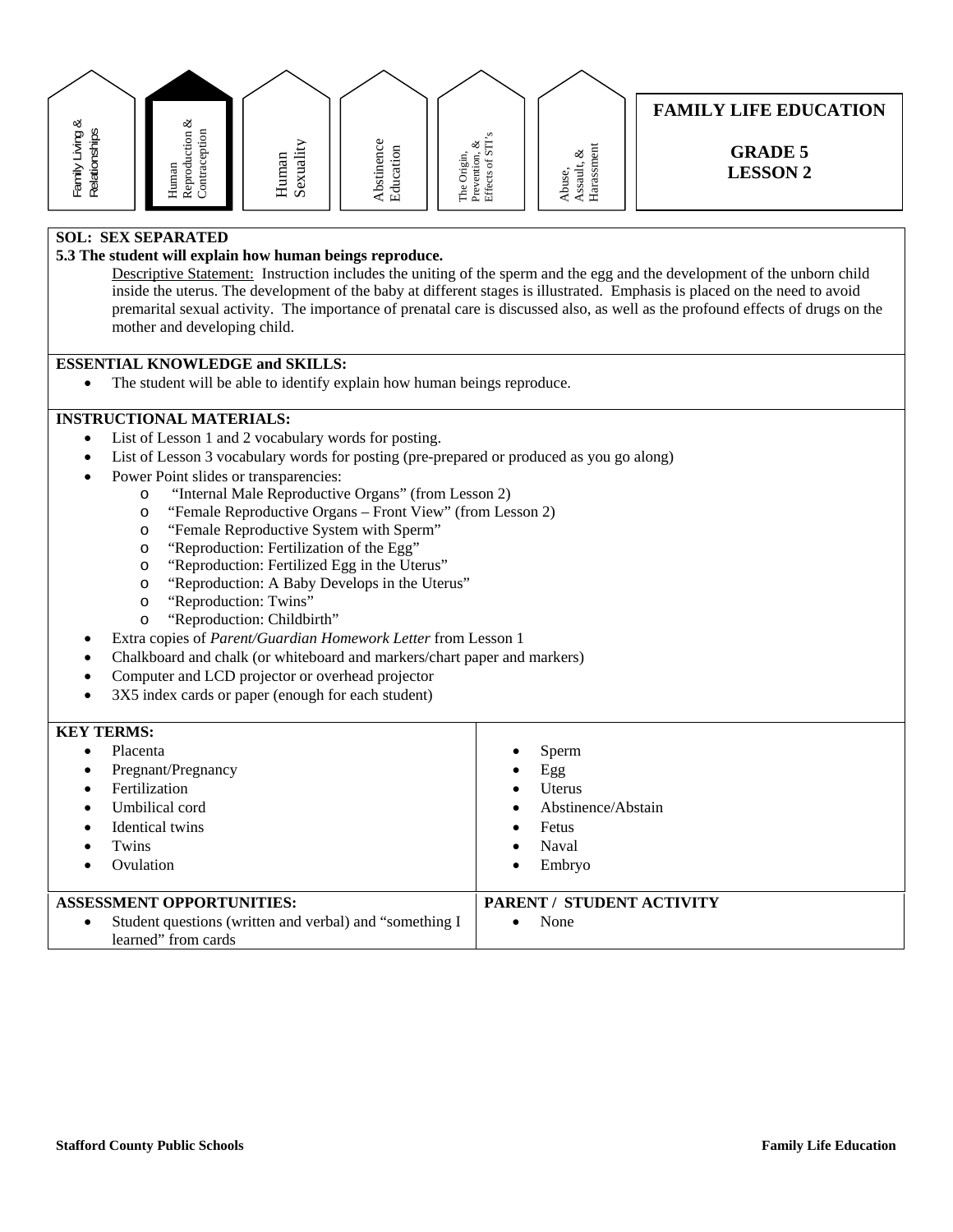Family Living & Relationships | **Human Reproduction & Contraception** | Human Sexuality | Abstinence Education | The Origin, Prevention, & Effects of STI's | Abuse, Assault, & Harassment

**FAMILY LIFE EDUCATION**

**GRADE 5**
**LESSON 2**

**SOL: SEX SEPARATED**

**5.3 The student will explain how human beings reproduce.**

Descriptive Statement: Instruction includes the uniting of the sperm and the egg and the development of the unborn child inside the uterus. The development of the baby at different stages is illustrated. Emphasis is placed on the need to avoid premarital sexual activity. The importance of prenatal care is discussed also, as well as the profound effects of drugs on the mother and developing child.

**ESSENTIAL KNOWLEDGE and SKILLS:**

- The student will be able to identify explain how human beings reproduce.

**INSTRUCTIONAL MATERIALS:**

- List of Lesson 1 and 2 vocabulary words for posting.
- List of Lesson 3 vocabulary words for posting (pre-prepared or produced as you go along)
- Power Point slides or transparencies:
  - "Internal Male Reproductive Organs" (from Lesson 2)
  - "Female Reproductive Organs – Front View" (from Lesson 2)
  - "Female Reproductive System with Sperm"
  - "Reproduction: Fertilization of the Egg"
  - "Reproduction: Fertilized Egg in the Uterus"
  - "Reproduction: A Baby Develops in the Uterus"
  - "Reproduction: Twins"
  - "Reproduction: Childbirth"
- Extra copies of *Parent/Guardian Homework Letter* from Lesson 1
- Chalkboard and chalk (or whiteboard and markers/chart paper and markers)
- Computer and LCD projector or overhead projector
- 3X5 index cards or paper (enough for each student)

**KEY TERMS:**

- Placenta
- Pregnant/Pregnancy
- Fertilization
- Umbilical cord
- Identical twins
- Twins
- Ovulation
- Sperm
- Egg
- Uterus
- Abstinence/Abstain
- Fetus
- Naval
- Embryo

**ASSESSMENT OPPORTUNITIES:**

- Student questions (written and verbal) and "something I learned" from cards

**PARENT / STUDENT ACTIVITY**

- None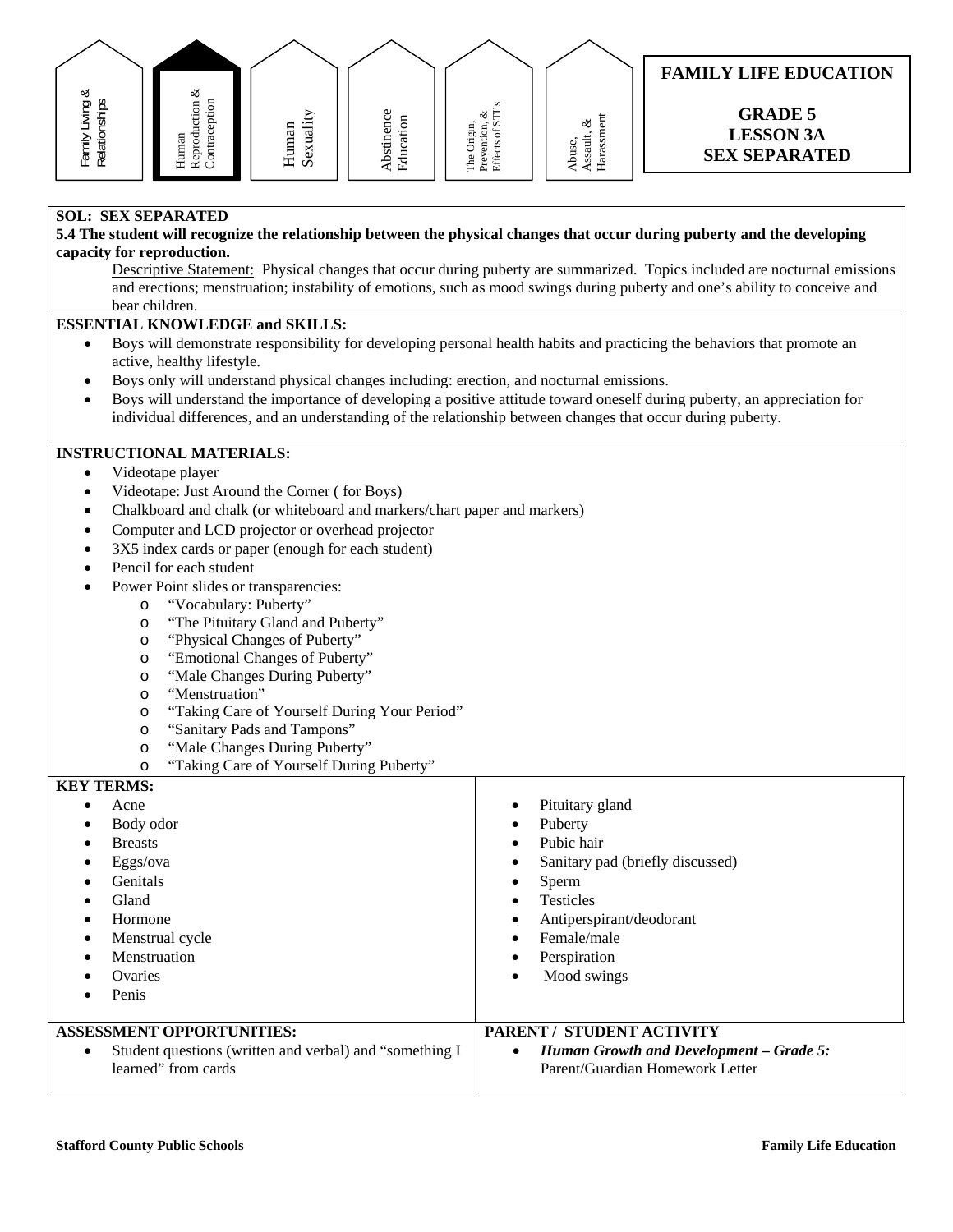Family Living & Relationships | **Human Reproduction & Contraception** | Human Sexuality | Abstinence Education | The Origin, Prevention, & Effects of STI's | Abuse, Assault, & Harassment

# FAMILY LIFE EDUCATION

## GRADE 5
## LESSON 3A
## SEX SEPARATED

**SOL: SEX SEPARATED**

**5.4 The student will recognize the relationship between the physical changes that occur during puberty and the developing capacity for reproduction.**

Descriptive Statement: Physical changes that occur during puberty are summarized. Topics included are nocturnal emissions and erections; menstruation; instability of emotions, such as mood swings during puberty and one's ability to conceive and bear children.

**ESSENTIAL KNOWLEDGE and SKILLS:**

- Boys will demonstrate responsibility for developing personal health habits and practicing the behaviors that promote an active, healthy lifestyle.
- Boys only will understand physical changes including: erection, and nocturnal emissions.
- Boys will understand the importance of developing a positive attitude toward oneself during puberty, an appreciation for individual differences, and an understanding of the relationship between changes that occur during puberty.

**INSTRUCTIONAL MATERIALS:**

- Videotape player
- Videotape: Just Around the Corner ( for Boys)
- Chalkboard and chalk (or whiteboard and markers/chart paper and markers)
- Computer and LCD projector or overhead projector
- 3X5 index cards or paper (enough for each student)
- Pencil for each student
- Power Point slides or transparencies:
  - "Vocabulary: Puberty"
  - "The Pituitary Gland and Puberty"
  - "Physical Changes of Puberty"
  - "Emotional Changes of Puberty"
  - "Male Changes During Puberty"
  - "Menstruation"
  - "Taking Care of Yourself During Your Period"
  - "Sanitary Pads and Tampons"
  - "Male Changes During Puberty"
  - "Taking Care of Yourself During Puberty"

**KEY TERMS:**

- Acne
- Body odor
- Breasts
- Eggs/ova
- Genitals
- Gland
- Hormone
- Menstrual cycle
- Menstruation
- Ovaries
- Penis
- Pituitary gland
- Puberty
- Pubic hair
- Sanitary pad (briefly discussed)
- Sperm
- Testicles
- Antiperspirant/deodorant
- Female/male
- Perspiration
- Mood swings

**ASSESSMENT OPPORTUNITIES:**

- Student questions (written and verbal) and "something I learned" from cards

**PARENT / STUDENT ACTIVITY**

- ***Human Growth and Development – Grade 5:*** Parent/Guardian Homework Letter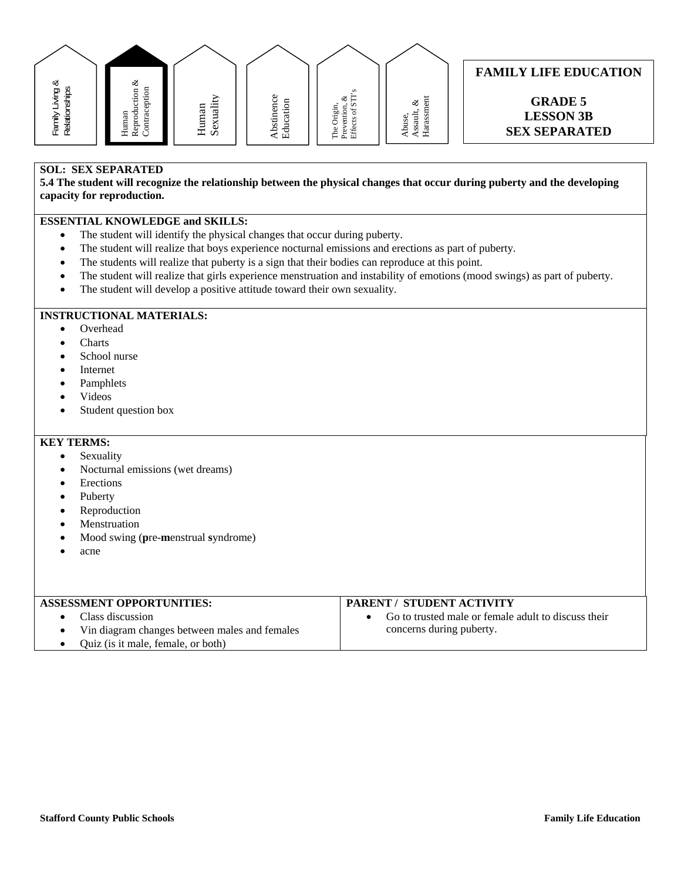Family Living & Relationships | **Human Reproduction & Contraception** | Human Sexuality | Abstinence Education | The Origin, Prevention, & Effects of STI's | Abuse, Assault, & Harassment

# FAMILY LIFE EDUCATION

## GRADE 5
## LESSON 3B
## SEX SEPARATED

**SOL: SEX SEPARATED**

**5.4 The student will recognize the relationship between the physical changes that occur during puberty and the developing capacity for reproduction.**

**ESSENTIAL KNOWLEDGE and SKILLS:**

- The student will identify the physical changes that occur during puberty.
- The student will realize that boys experience nocturnal emissions and erections as part of puberty.
- The students will realize that puberty is a sign that their bodies can reproduce at this point.
- The student will realize that girls experience menstruation and instability of emotions (mood swings) as part of puberty.
- The student will develop a positive attitude toward their own sexuality.

**INSTRUCTIONAL MATERIALS:**

- Overhead
- Charts
- School nurse
- Internet
- Pamphlets
- Videos
- Student question box

**KEY TERMS:**

- Sexuality
- Nocturnal emissions (wet dreams)
- Erections
- Puberty
- Reproduction
- Menstruation
- Mood swing (**p**re-**m**enstrual **s**yndrome)
- acne

| ASSESSMENT OPPORTUNITIES: | PARENT / STUDENT ACTIVITY |
|---|---|
| • Class discussion<br>• Vin diagram changes between males and females<br>• Quiz (is it male, female, or both) | • Go to trusted male or female adult to discuss their concerns during puberty. |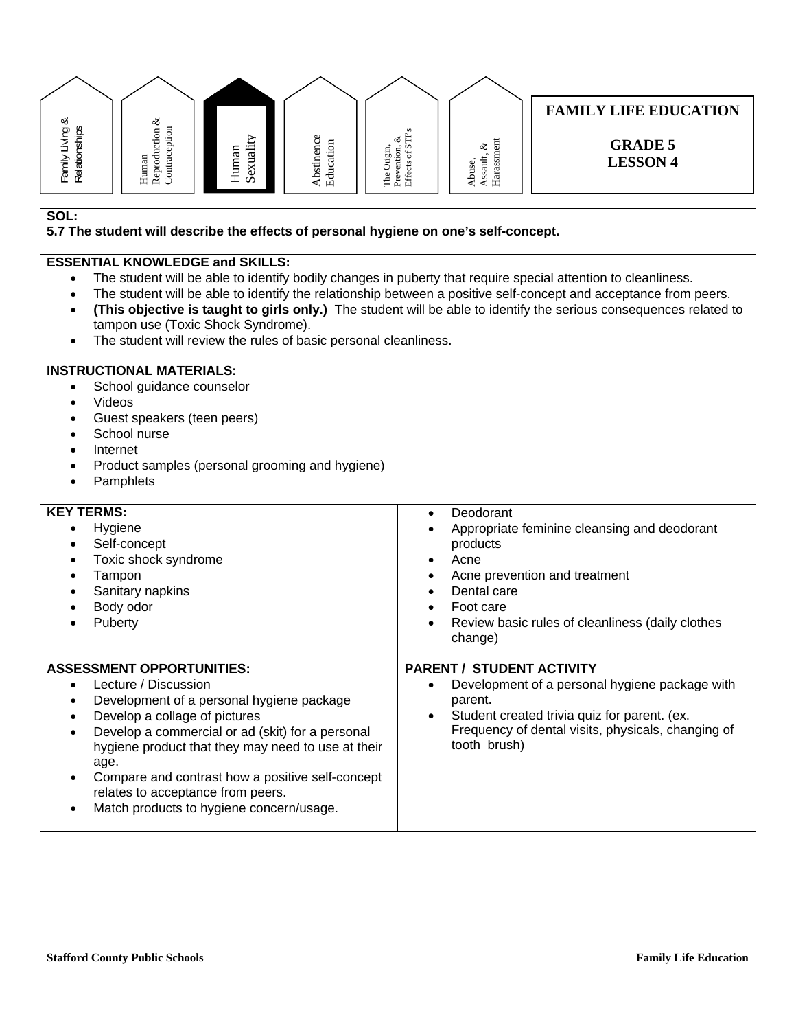Family Living & Relationships | Human Reproduction & Contraception | **Human Sexuality** | Abstinence Education | The Origin, Prevention, & Effects of STI's | Abuse, Assault, & Harassment

# FAMILY LIFE EDUCATION

## GRADE 5
## LESSON 4

**SOL:**

**5.7 The student will describe the effects of personal hygiene on one's self-concept.**

**ESSENTIAL KNOWLEDGE and SKILLS:**

- The student will be able to identify bodily changes in puberty that require special attention to cleanliness.
- The student will be able to identify the relationship between a positive self-concept and acceptance from peers.
- **(This objective is taught to girls only.)** The student will be able to identify the serious consequences related to tampon use (Toxic Shock Syndrome).
- The student will review the rules of basic personal cleanliness.

**INSTRUCTIONAL MATERIALS:**

- School guidance counselor
- Videos
- Guest speakers (teen peers)
- School nurse
- Internet
- Product samples (personal grooming and hygiene)
- Pamphlets

**KEY TERMS:**

- Hygiene
- Self-concept
- Toxic shock syndrome
- Tampon
- Sanitary napkins
- Body odor
- Puberty
- Deodorant
- Appropriate feminine cleansing and deodorant products
- Acne
- Acne prevention and treatment
- Dental care
- Foot care
- Review basic rules of cleanliness (daily clothes change)

**ASSESSMENT OPPORTUNITIES:**

- Lecture / Discussion
- Development of a personal hygiene package
- Develop a collage of pictures
- Develop a commercial or ad (skit) for a personal hygiene product that they may need to use at their age.
- Compare and contrast how a positive self-concept relates to acceptance from peers.
- Match products to hygiene concern/usage.

**PARENT / STUDENT ACTIVITY**

- Development of a personal hygiene package with parent.
- Student created trivia quiz for parent. (ex. Frequency of dental visits, physicals, changing of tooth brush)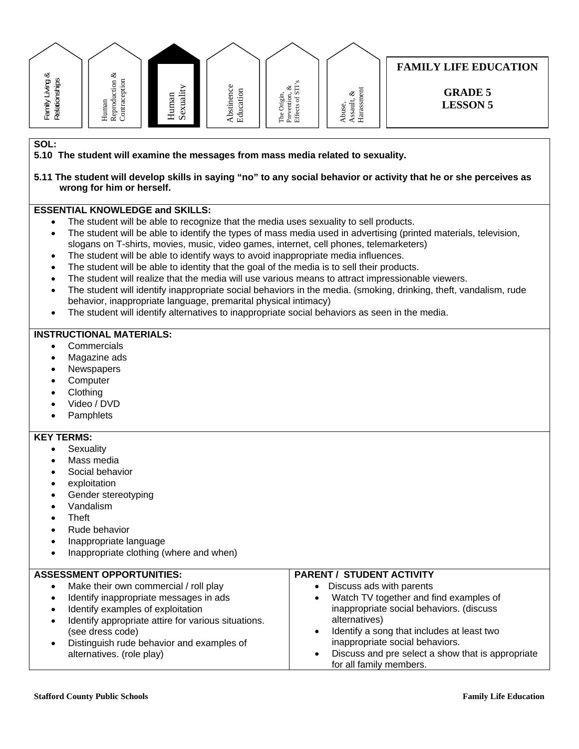Family Living & Relationships | Human Reproduction & Contraception | **Human Sexuality** | Abstinence Education | The Origin, Prevention, & Effects of STI's | Abuse, Assault, & Harassment

# FAMILY LIFE EDUCATION

## GRADE 5
## LESSON 5

**SOL:**

**5.10 The student will examine the messages from mass media related to sexuality.**

**5.11 The student will develop skills in saying "no" to any social behavior or activity that he or she perceives as wrong for him or herself.**

**ESSENTIAL KNOWLEDGE and SKILLS:**

- The student will be able to recognize that the media uses sexuality to sell products.
- The student will be able to identify the types of mass media used in advertising (printed materials, television, slogans on T-shirts, movies, music, video games, internet, cell phones, telemarketers)
- The student will be able to identify ways to avoid inappropriate media influences.
- The student will be able to identity that the goal of the media is to sell their products.
- The student will realize that the media will use various means to attract impressionable viewers.
- The student will identify inappropriate social behaviors in the media. (smoking, drinking, theft, vandalism, rude behavior, inappropriate language, premarital physical intimacy)
- The student will identify alternatives to inappropriate social behaviors as seen in the media.

**INSTRUCTIONAL MATERIALS:**

- Commercials
- Magazine ads
- Newspapers
- Computer
- Clothing
- Video / DVD
- Pamphlets

**KEY TERMS:**

- Sexuality
- Mass media
- Social behavior
- exploitation
- Gender stereotyping
- Vandalism
- Theft
- Rude behavior
- Inappropriate language
- Inappropriate clothing (where and when)

**ASSESSMENT OPPORTUNITIES:**

- Make their own commercial / roll play
- Identify inappropriate messages in ads
- Identify examples of exploitation
- Identify appropriate attire for various situations. (see dress code)
- Distinguish rude behavior and examples of alternatives. (role play)

**PARENT / STUDENT ACTIVITY**

- Discuss ads with parents
- Watch TV together and find examples of inappropriate social behaviors. (discuss alternatives)
- Identify a song that includes at least two inappropriate social behaviors.
- Discuss and pre select a show that is appropriate for all family members.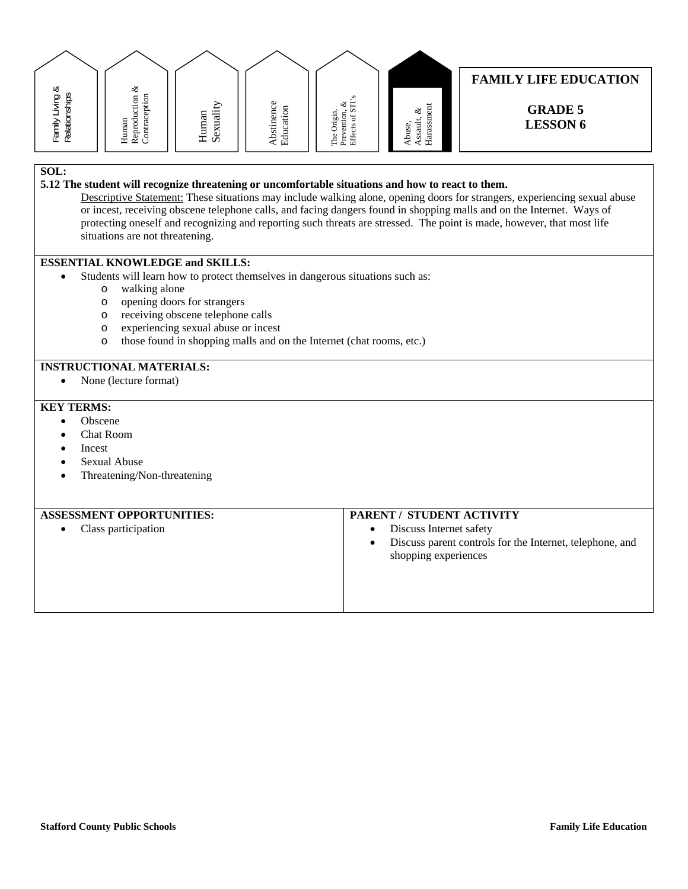Family Living & Relationships | Human Reproduction & Contraception | Human Sexuality | Abstinence Education | The Origin, Prevention, & Effects of STI's | **Abuse, Assault, & Harassment**

**FAMILY LIFE EDUCATION**

**GRADE 5**
**LESSON 6**

**SOL:**

**5.12 The student will recognize threatening or uncomfortable situations and how to react to them.**

Descriptive Statement: These situations may include walking alone, opening doors for strangers, experiencing sexual abuse or incest, receiving obscene telephone calls, and facing dangers found in shopping malls and on the Internet. Ways of protecting oneself and recognizing and reporting such threats are stressed. The point is made, however, that most life situations are not threatening.

**ESSENTIAL KNOWLEDGE and SKILLS:**

- Students will learn how to protect themselves in dangerous situations such as:
  - walking alone
  - opening doors for strangers
  - receiving obscene telephone calls
  - experiencing sexual abuse or incest
  - those found in shopping malls and on the Internet (chat rooms, etc.)

**INSTRUCTIONAL MATERIALS:**

- None (lecture format)

**KEY TERMS:**

- Obscene
- Chat Room
- Incest
- Sexual Abuse
- Threatening/Non-threatening

**ASSESSMENT OPPORTUNITIES:**

- Class participation

**PARENT / STUDENT ACTIVITY**

- Discuss Internet safety
- Discuss parent controls for the Internet, telephone, and shopping experiences